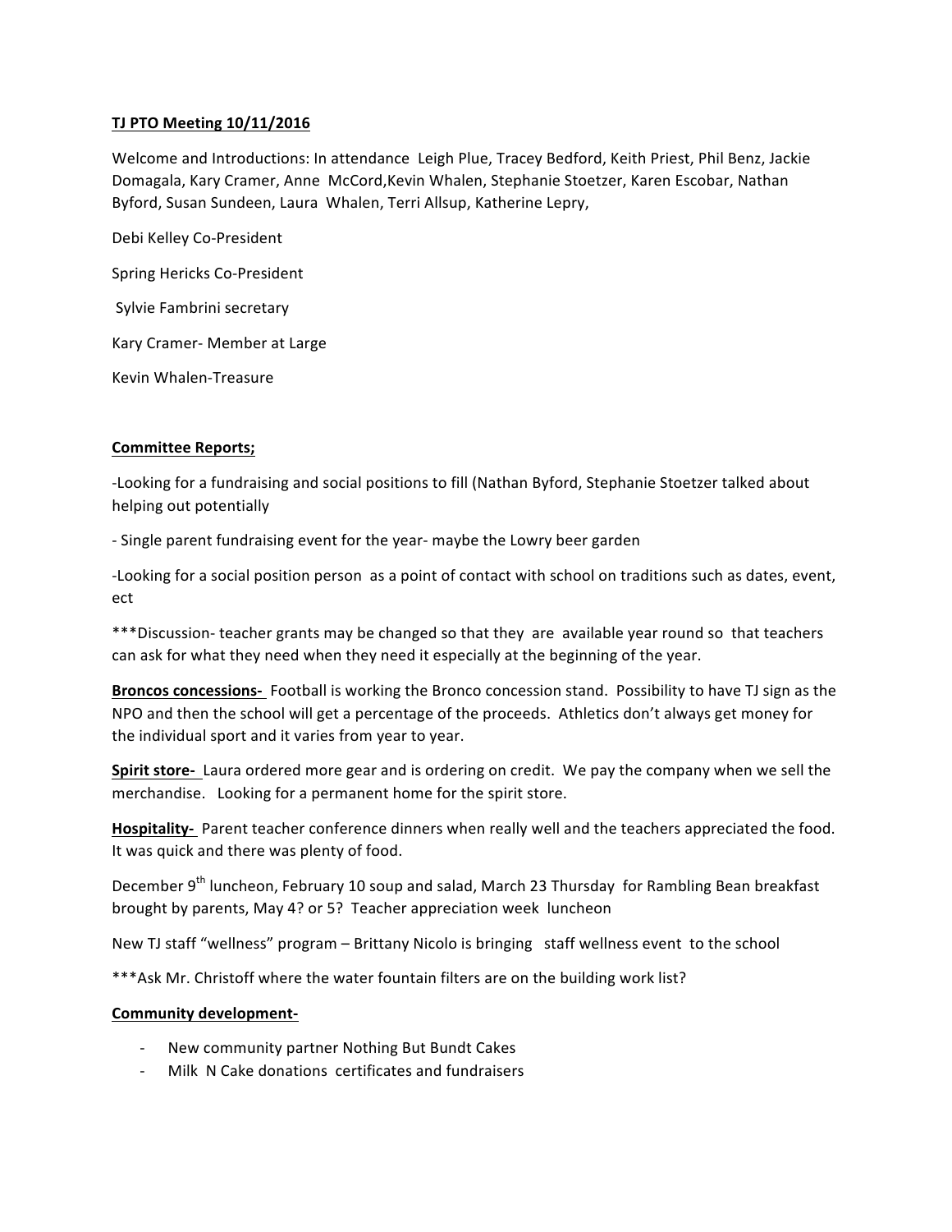**TJ PTO Meeting 10/11/2016**

Welcome and Introductions: In attendance Leigh Plue, Tracey Bedford, Keith Priest, Phil Benz, Jackie Domagala, Kary Cramer, Anne McCord,Kevin Whalen, Stephanie Stoetzer, Karen Escobar, Nathan Byford, Susan Sundeen, Laura Whalen, Terri Allsup, Katherine Lepry,

Debi Kelley Co-President

Spring Hericks Co-President

Sylvie Fambrini secretary

Kary Cramer- Member at Large

Kevin Whalen-Treasure

**Committee Reports;**

-Looking for a fundraising and social positions to fill (Nathan Byford, Stephanie Stoetzer talked about helping out potentially

- Single parent fundraising event for the year- maybe the Lowry beer garden

-Looking for a social position person as a point of contact with school on traditions such as dates, event, ect

***Discussion- teacher grants may be changed so that they are available year round so that teachers can ask for what they need when they need it especially at the beginning of the year.

**Broncos concessions-** Football is working the Bronco concession stand. Possibility to have TJ sign as the NPO and then the school will get a percentage of the proceeds. Athletics don't always get money for the individual sport and it varies from year to year.

**Spirit store-** Laura ordered more gear and is ordering on credit. We pay the company when we sell the merchandise. Looking for a permanent home for the spirit store.

**Hospitality-** Parent teacher conference dinners when really well and the teachers appreciated the food. It was quick and there was plenty of food.

December 9th luncheon, February 10 soup and salad, March 23 Thursday for Rambling Bean breakfast brought by parents, May 4? or 5? Teacher appreciation week luncheon

New TJ staff "wellness" program – Brittany Nicolo is bringing staff wellness event to the school

***Ask Mr. Christoff where the water fountain filters are on the building work list?

**Community development-**

- New community partner Nothing But Bundt Cakes
- Milk N Cake donations certificates and fundraisers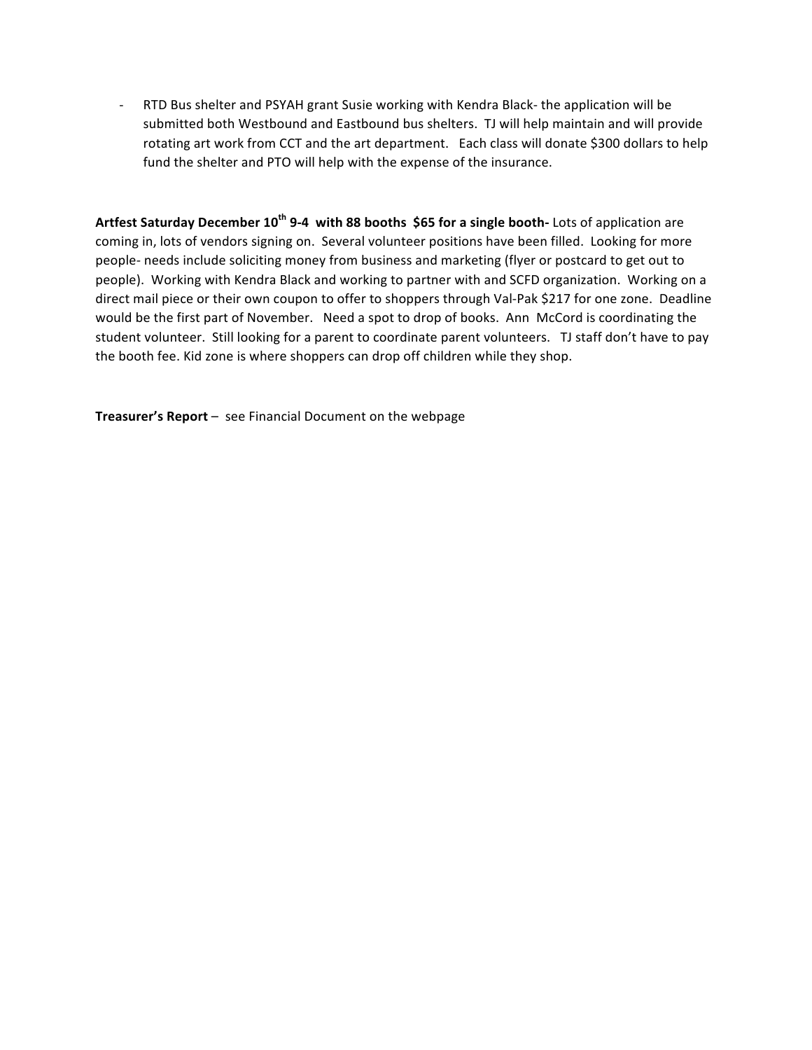- RTD Bus shelter and PSYAH grant Susie working with Kendra Black- the application will be submitted both Westbound and Eastbound bus shelters. TJ will help maintain and will provide rotating art work from CCT and the art department. Each class will donate $300 dollars to help fund the shelter and PTO will help with the expense of the insurance.

**Artfest Saturday December 10th 9-4 with 88 booths $65 for a single booth-** Lots of application are coming in, lots of vendors signing on. Several volunteer positions have been filled. Looking for more people- needs include soliciting money from business and marketing (flyer or postcard to get out to people). Working with Kendra Black and working to partner with and SCFD organization. Working on a direct mail piece or their own coupon to offer to shoppers through Val-Pak $217 for one zone. Deadline would be the first part of November. Need a spot to drop of books. Ann McCord is coordinating the student volunteer. Still looking for a parent to coordinate parent volunteers. TJ staff don't have to pay the booth fee. Kid zone is where shoppers can drop off children while they shop.

**Treasurer's Report** – see Financial Document on the webpage